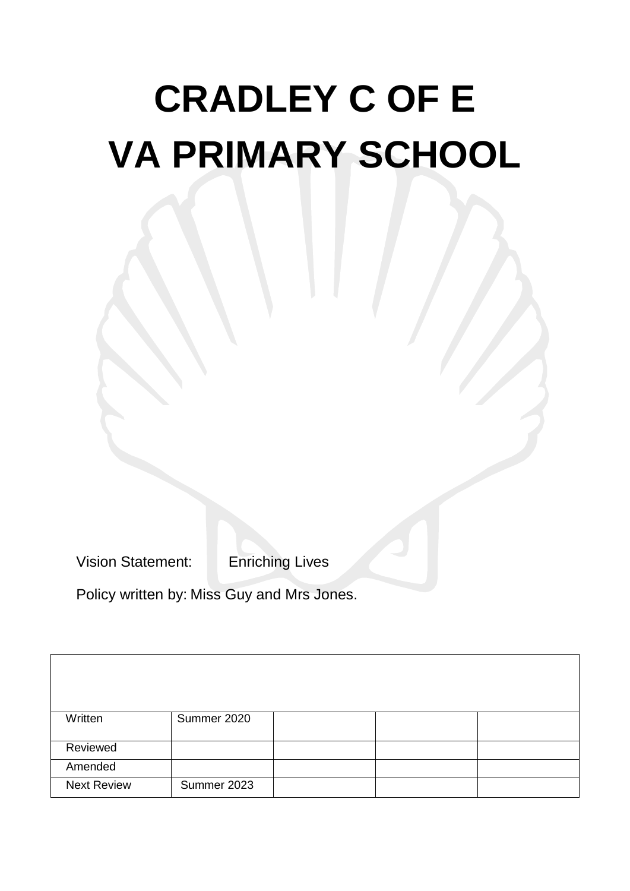# CRADLEY C OF E
# VA PRIMARY SCHOOL

Vision Statement: Enriching Lives

Policy written by: Miss Guy and Mrs Jones.

| | | | | |
|---|---|---|---|---|
| Written | Summer 2020 | | | |
| Reviewed | | | | |
| Amended | | | | |
| Next Review | Summer 2023 | | | |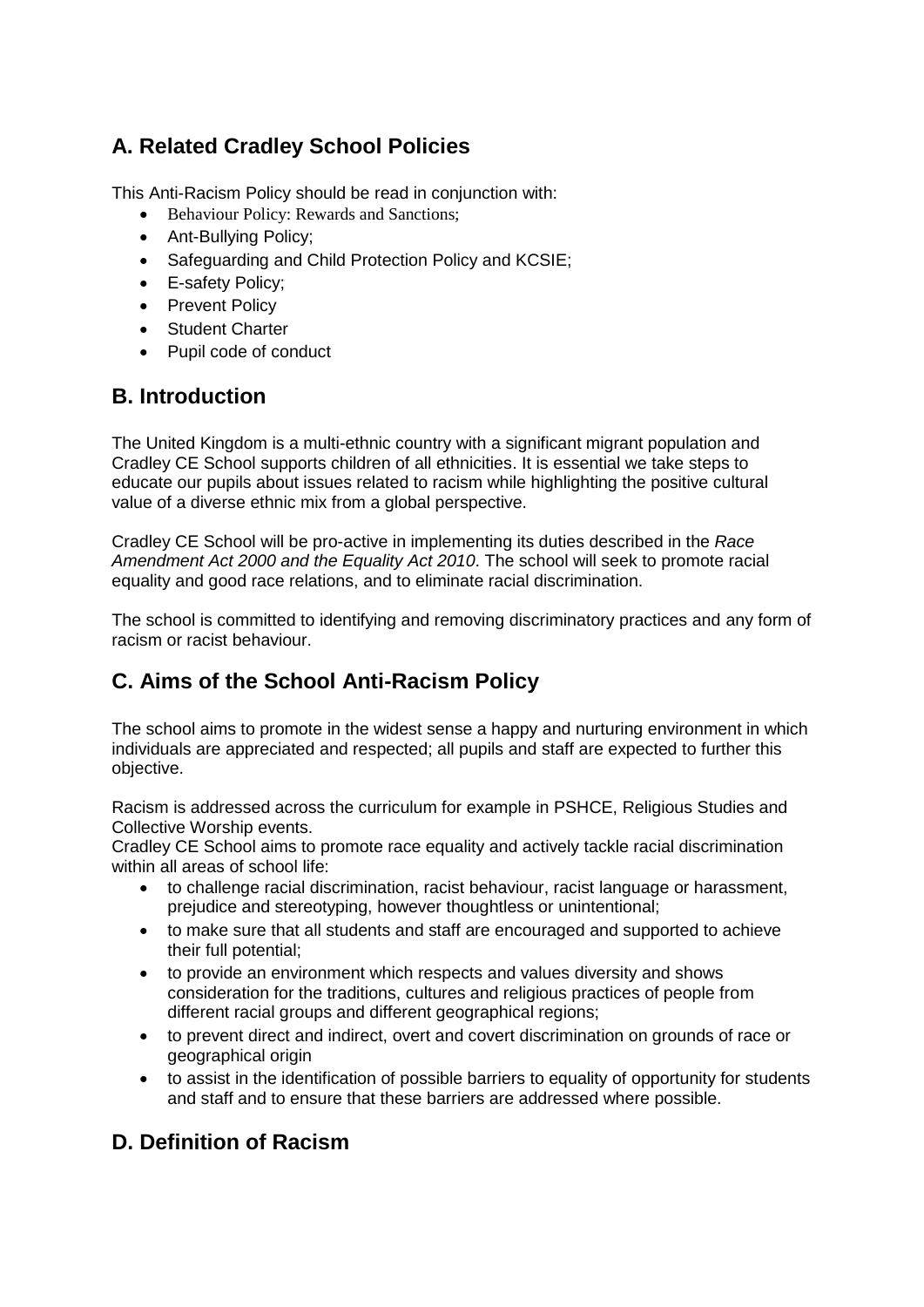## A. Related Cradley School Policies

This Anti-Racism Policy should be read in conjunction with:

- Behaviour Policy: Rewards and Sanctions;
- Ant-Bullying Policy;
- Safeguarding and Child Protection Policy and KCSIE;
- E-safety Policy;
- Prevent Policy
- Student Charter
- Pupil code of conduct

## B. Introduction

The United Kingdom is a multi-ethnic country with a significant migrant population and Cradley CE School supports children of all ethnicities. It is essential we take steps to educate our pupils about issues related to racism while highlighting the positive cultural value of a diverse ethnic mix from a global perspective.

Cradley CE School will be pro-active in implementing its duties described in the *Race Amendment Act 2000 and the Equality Act 2010*. The school will seek to promote racial equality and good race relations, and to eliminate racial discrimination.

The school is committed to identifying and removing discriminatory practices and any form of racism or racist behaviour.

## C. Aims of the School Anti-Racism Policy

The school aims to promote in the widest sense a happy and nurturing environment in which individuals are appreciated and respected; all pupils and staff are expected to further this objective.

Racism is addressed across the curriculum for example in PSHCE, Religious Studies and Collective Worship events.
Cradley CE School aims to promote race equality and actively tackle racial discrimination within all areas of school life:

- to challenge racial discrimination, racist behaviour, racist language or harassment, prejudice and stereotyping, however thoughtless or unintentional;
- to make sure that all students and staff are encouraged and supported to achieve their full potential;
- to provide an environment which respects and values diversity and shows consideration for the traditions, cultures and religious practices of people from different racial groups and different geographical regions;
- to prevent direct and indirect, overt and covert discrimination on grounds of race or geographical origin
- to assist in the identification of possible barriers to equality of opportunity for students and staff and to ensure that these barriers are addressed where possible.

## D. Definition of Racism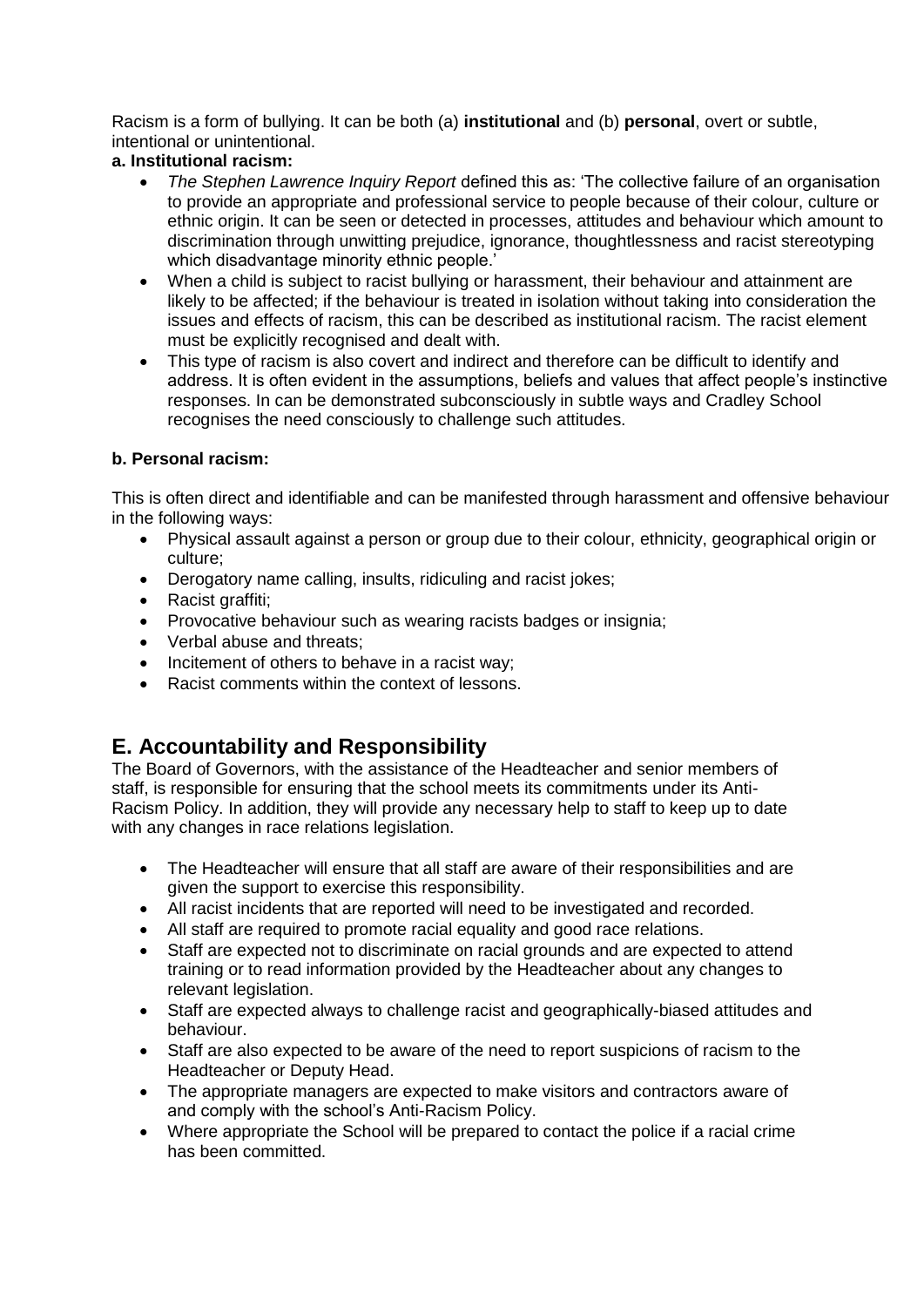Racism is a form of bullying. It can be both (a) **institutional** and (b) **personal**, overt or subtle, intentional or unintentional.

**a. Institutional racism:**

- *The Stephen Lawrence Inquiry Report* defined this as: 'The collective failure of an organisation to provide an appropriate and professional service to people because of their colour, culture or ethnic origin. It can be seen or detected in processes, attitudes and behaviour which amount to discrimination through unwitting prejudice, ignorance, thoughtlessness and racist stereotyping which disadvantage minority ethnic people.'
- When a child is subject to racist bullying or harassment, their behaviour and attainment are likely to be affected; if the behaviour is treated in isolation without taking into consideration the issues and effects of racism, this can be described as institutional racism. The racist element must be explicitly recognised and dealt with.
- This type of racism is also covert and indirect and therefore can be difficult to identify and address. It is often evident in the assumptions, beliefs and values that affect people's instinctive responses. In can be demonstrated subconsciously in subtle ways and Cradley School recognises the need consciously to challenge such attitudes.

**b. Personal racism:**

This is often direct and identifiable and can be manifested through harassment and offensive behaviour in the following ways:

- Physical assault against a person or group due to their colour, ethnicity, geographical origin or culture;
- Derogatory name calling, insults, ridiculing and racist jokes;
- Racist graffiti;
- Provocative behaviour such as wearing racists badges or insignia;
- Verbal abuse and threats;
- Incitement of others to behave in a racist way;
- Racist comments within the context of lessons.

## E. Accountability and Responsibility

The Board of Governors, with the assistance of the Headteacher and senior members of staff, is responsible for ensuring that the school meets its commitments under its Anti-Racism Policy. In addition, they will provide any necessary help to staff to keep up to date with any changes in race relations legislation.

- The Headteacher will ensure that all staff are aware of their responsibilities and are given the support to exercise this responsibility.
- All racist incidents that are reported will need to be investigated and recorded.
- All staff are required to promote racial equality and good race relations.
- Staff are expected not to discriminate on racial grounds and are expected to attend training or to read information provided by the Headteacher about any changes to relevant legislation.
- Staff are expected always to challenge racist and geographically-biased attitudes and behaviour.
- Staff are also expected to be aware of the need to report suspicions of racism to the Headteacher or Deputy Head.
- The appropriate managers are expected to make visitors and contractors aware of and comply with the school's Anti-Racism Policy.
- Where appropriate the School will be prepared to contact the police if a racial crime has been committed.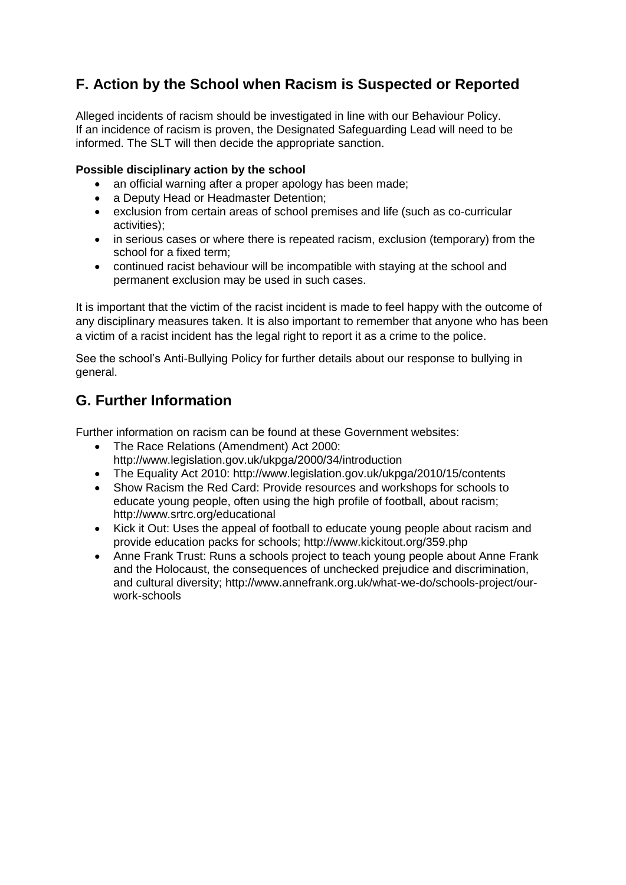## F. Action by the School when Racism is Suspected or Reported

Alleged incidents of racism should be investigated in line with our Behaviour Policy. If an incidence of racism is proven, the Designated Safeguarding Lead will need to be informed. The SLT will then decide the appropriate sanction.

**Possible disciplinary action by the school**

- an official warning after a proper apology has been made;
- a Deputy Head or Headmaster Detention;
- exclusion from certain areas of school premises and life (such as co-curricular activities);
- in serious cases or where there is repeated racism, exclusion (temporary) from the school for a fixed term;
- continued racist behaviour will be incompatible with staying at the school and permanent exclusion may be used in such cases.

It is important that the victim of the racist incident is made to feel happy with the outcome of any disciplinary measures taken. It is also important to remember that anyone who has been a victim of a racist incident has the legal right to report it as a crime to the police.

See the school's Anti-Bullying Policy for further details about our response to bullying in general.

## G. Further Information

Further information on racism can be found at these Government websites:

- The Race Relations (Amendment) Act 2000: http://www.legislation.gov.uk/ukpga/2000/34/introduction
- The Equality Act 2010: http://www.legislation.gov.uk/ukpga/2010/15/contents
- Show Racism the Red Card: Provide resources and workshops for schools to educate young people, often using the high profile of football, about racism; http://www.srtrc.org/educational
- Kick it Out: Uses the appeal of football to educate young people about racism and provide education packs for schools; http://www.kickitout.org/359.php
- Anne Frank Trust: Runs a schools project to teach young people about Anne Frank and the Holocaust, the consequences of unchecked prejudice and discrimination, and cultural diversity; http://www.annefrank.org.uk/what-we-do/schools-project/our-work-schools